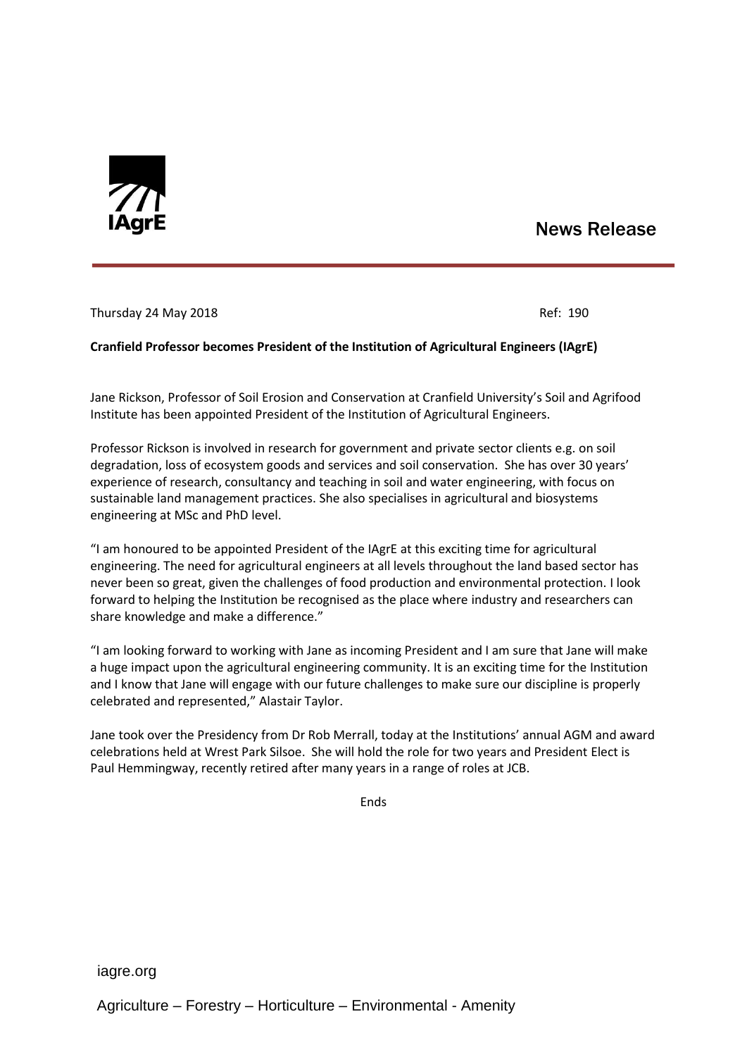IAgrE

News Release

Thursday 24 May 2018 Ref: 190

**Cranfield Professor becomes President of the Institution of Agricultural Engineers (IAgrE)**

Jane Rickson, Professor of Soil Erosion and Conservation at Cranfield University's Soil and Agrifood Institute has been appointed President of the Institution of Agricultural Engineers.

Professor Rickson is involved in research for government and private sector clients e.g. on soil degradation, loss of ecosystem goods and services and soil conservation. She has over 30 years' experience of research, consultancy and teaching in soil and water engineering, with focus on sustainable land management practices. She also specialises in agricultural and biosystems engineering at MSc and PhD level.

"I am honoured to be appointed President of the IAgrE at this exciting time for agricultural engineering. The need for agricultural engineers at all levels throughout the land based sector has never been so great, given the challenges of food production and environmental protection. I look forward to helping the Institution be recognised as the place where industry and researchers can share knowledge and make a difference."

"I am looking forward to working with Jane as incoming President and I am sure that Jane will make a huge impact upon the agricultural engineering community. It is an exciting time for the Institution and I know that Jane will engage with our future challenges to make sure our discipline is properly celebrated and represented," Alastair Taylor.

Jane took over the Presidency from Dr Rob Merrall, today at the Institutions' annual AGM and award celebrations held at Wrest Park Silsoe. She will hold the role for two years and President Elect is Paul Hemmingway, recently retired after many years in a range of roles at JCB.

Ends

iagre.org

Agriculture – Forestry – Horticulture – Environmental - Amenity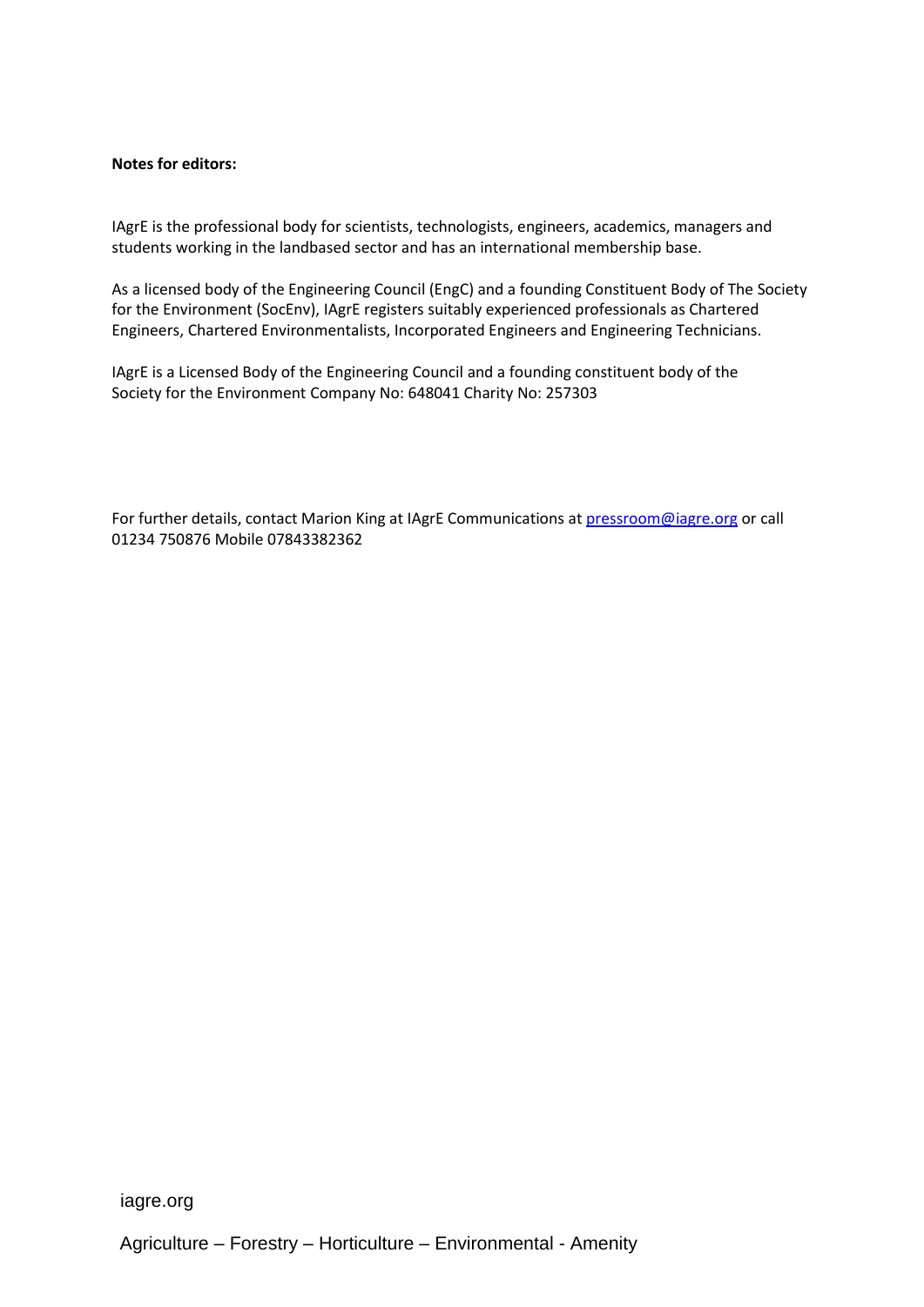**Notes for editors:**

IAgrE is the professional body for scientists, technologists, engineers, academics, managers and students working in the landbased sector and has an international membership base.

As a licensed body of the Engineering Council (EngC) and a founding Constituent Body of The Society for the Environment (SocEnv), IAgrE registers suitably experienced professionals as Chartered Engineers, Chartered Environmentalists, Incorporated Engineers and Engineering Technicians.

IAgrE is a Licensed Body of the Engineering Council and a founding constituent body of the Society for the Environment Company No: 648041 Charity No: 257303

For further details, contact Marion King at IAgrE Communications at pressroom@iagre.org or call 01234 750876 Mobile 07843382362

iagre.org

Agriculture – Forestry – Horticulture – Environmental - Amenity